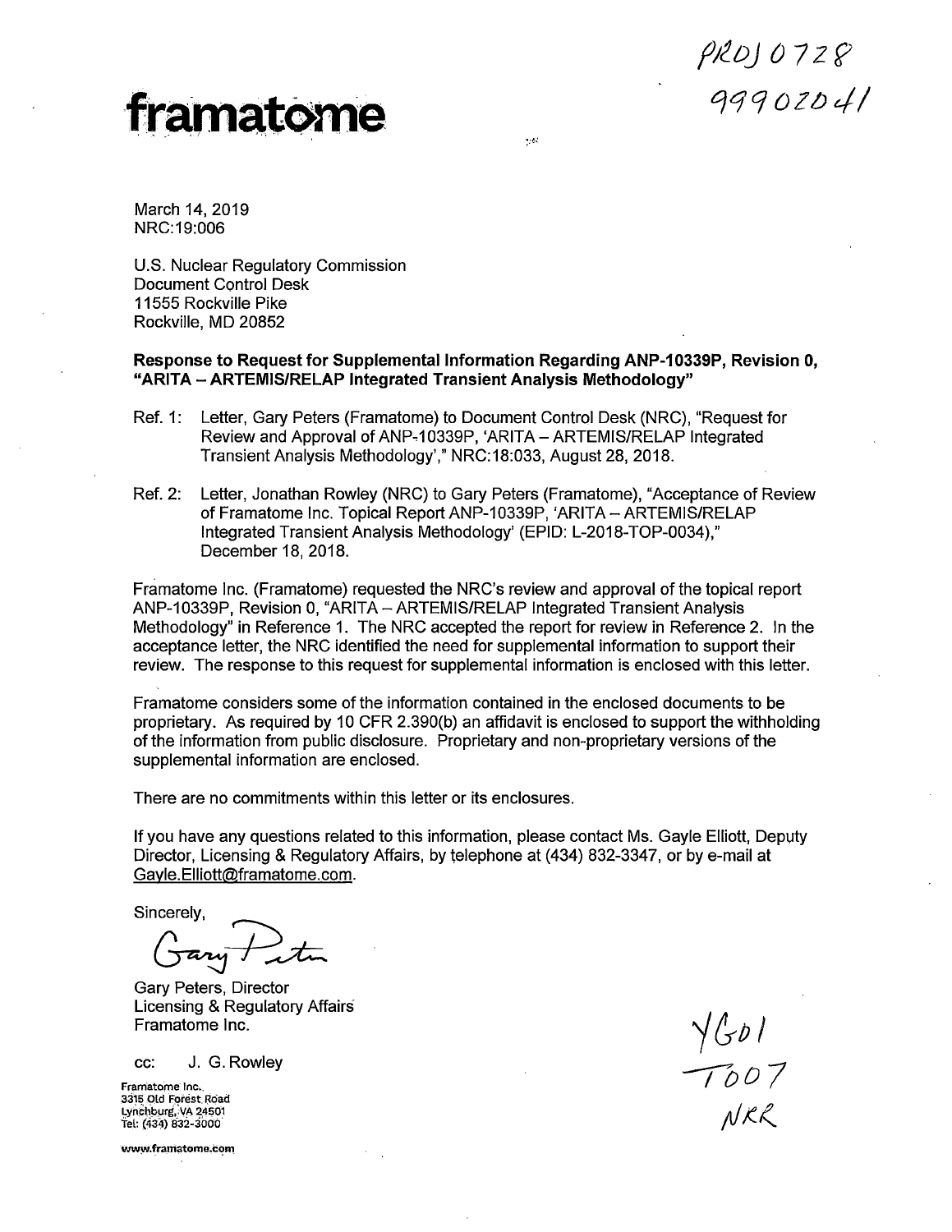PROJ 0728
99902041

**framatome**

March 14, 2019
NRC:19:006

U.S. Nuclear Regulatory Commission
Document Control Desk
11555 Rockville Pike
Rockville, MD 20852

**Response to Request for Supplemental Information Regarding ANP-10339P, Revision 0, "ARITA – ARTEMIS/RELAP Integrated Transient Analysis Methodology"**

Ref. 1: Letter, Gary Peters (Framatome) to Document Control Desk (NRC), "Request for Review and Approval of ANP-10339P, 'ARITA – ARTEMIS/RELAP Integrated Transient Analysis Methodology'," NRC:18:033, August 28, 2018.

Ref. 2: Letter, Jonathan Rowley (NRC) to Gary Peters (Framatome), "Acceptance of Review of Framatome Inc. Topical Report ANP-10339P, 'ARITA – ARTEMIS/RELAP Integrated Transient Analysis Methodology' (EPID: L-2018-TOP-0034)," December 18, 2018.

Framatome Inc. (Framatome) requested the NRC's review and approval of the topical report ANP-10339P, Revision 0, "ARITA – ARTEMIS/RELAP Integrated Transient Analysis Methodology" in Reference 1. The NRC accepted the report for review in Reference 2. In the acceptance letter, the NRC identified the need for supplemental information to support their review. The response to this request for supplemental information is enclosed with this letter.

Framatome considers some of the information contained in the enclosed documents to be proprietary. As required by 10 CFR 2.390(b) an affidavit is enclosed to support the withholding of the information from public disclosure. Proprietary and non-proprietary versions of the supplemental information are enclosed.

There are no commitments within this letter or its enclosures.

If you have any questions related to this information, please contact Ms. Gayle Elliott, Deputy Director, Licensing & Regulatory Affairs, by telephone at (434) 832-3347, or by e-mail at Gayle.Elliott@framatome.com.

Sincerely,

Gary Peters

Gary Peters, Director
Licensing & Regulatory Affairs
Framatome Inc.

cc: J. G. Rowley

Framatome Inc.
3315 Old Forest Road
Lynchburg, VA 24501
Tel: (434) 832-3000

www.framatome.com

YG01
T007
NRR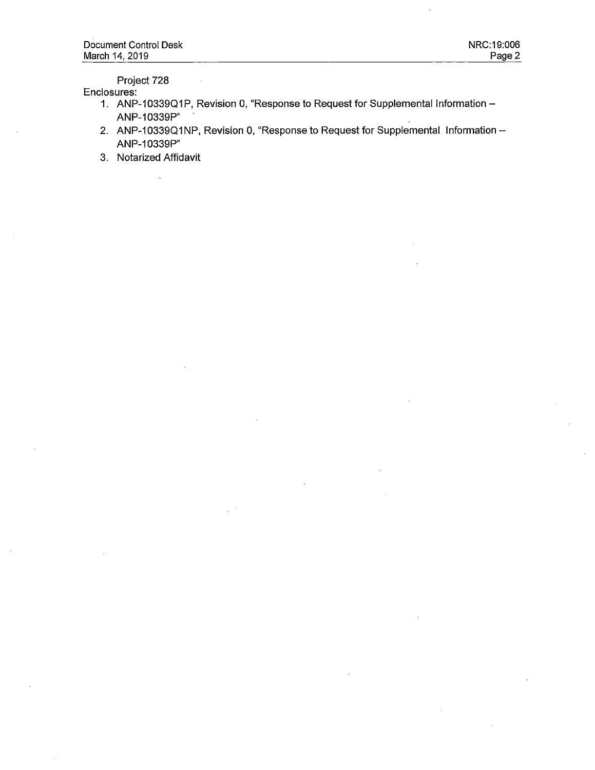Project 728

Enclosures:

1. ANP-10339Q1P, Revision 0, "Response to Request for Supplemental Information – ANP-10339P"
2. ANP-10339Q1NP, Revision 0, "Response to Request for Supplemental Information – ANP-10339P"
3. Notarized Affidavit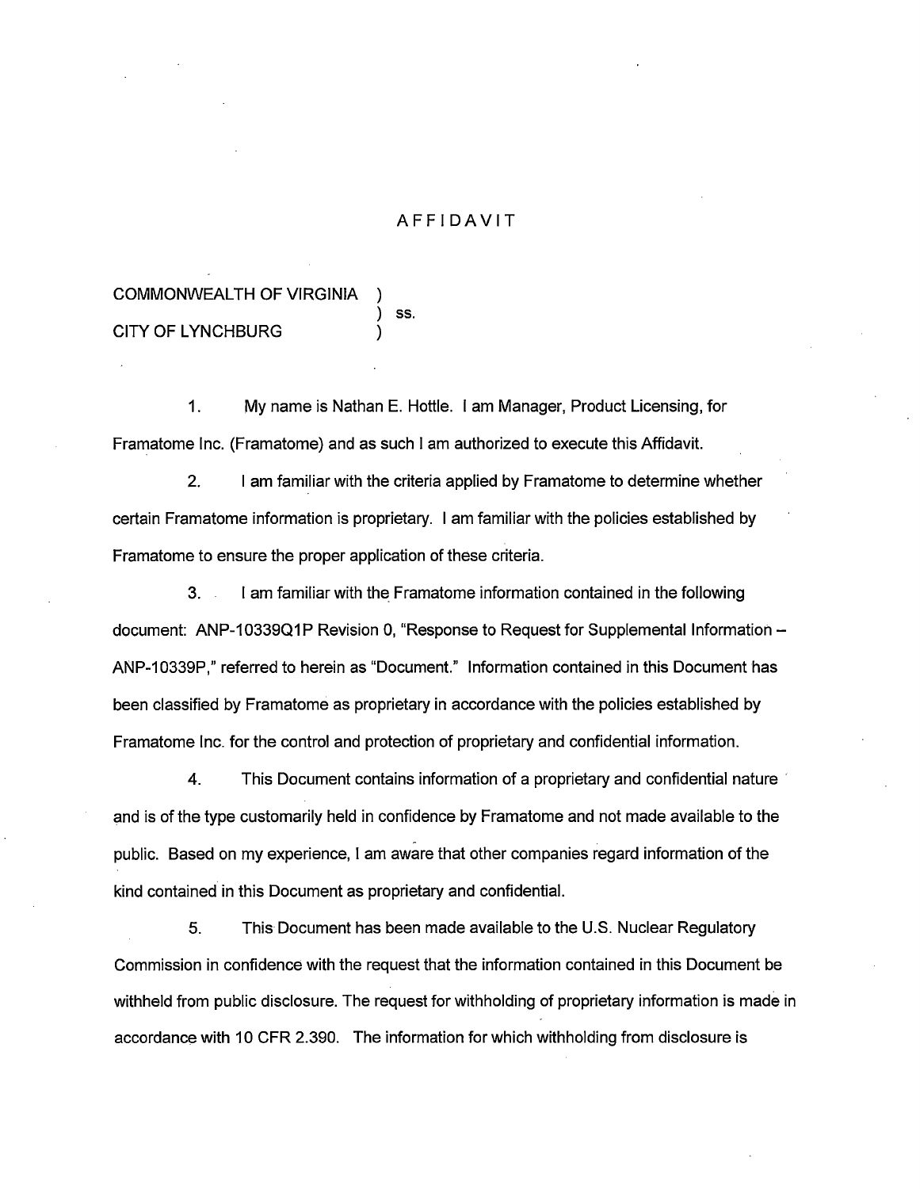# AFFIDAVIT

COMMONWEALTH OF VIRGINIA )
) ss.
CITY OF LYNCHBURG )

1. My name is Nathan E. Hottle. I am Manager, Product Licensing, for Framatome Inc. (Framatome) and as such I am authorized to execute this Affidavit.

2. I am familiar with the criteria applied by Framatome to determine whether certain Framatome information is proprietary. I am familiar with the policies established by Framatome to ensure the proper application of these criteria.

3. I am familiar with the Framatome information contained in the following document: ANP-10339Q1P Revision 0, "Response to Request for Supplemental Information – ANP-10339P," referred to herein as "Document." Information contained in this Document has been classified by Framatome as proprietary in accordance with the policies established by Framatome Inc. for the control and protection of proprietary and confidential information.

4. This Document contains information of a proprietary and confidential nature and is of the type customarily held in confidence by Framatome and not made available to the public. Based on my experience, I am aware that other companies regard information of the kind contained in this Document as proprietary and confidential.

5. This Document has been made available to the U.S. Nuclear Regulatory Commission in confidence with the request that the information contained in this Document be withheld from public disclosure. The request for withholding of proprietary information is made in accordance with 10 CFR 2.390. The information for which withholding from disclosure is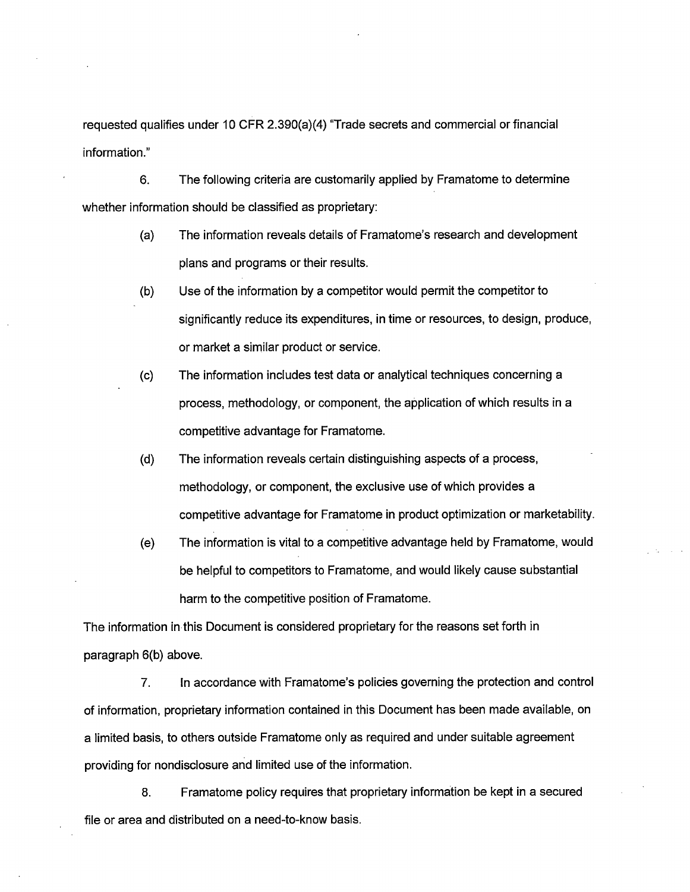requested qualifies under 10 CFR 2.390(a)(4) "Trade secrets and commercial or financial information."

6. The following criteria are customarily applied by Framatome to determine whether information should be classified as proprietary:

(a) The information reveals details of Framatome's research and development plans and programs or their results.

(b) Use of the information by a competitor would permit the competitor to significantly reduce its expenditures, in time or resources, to design, produce, or market a similar product or service.

(c) The information includes test data or analytical techniques concerning a process, methodology, or component, the application of which results in a competitive advantage for Framatome.

(d) The information reveals certain distinguishing aspects of a process, methodology, or component, the exclusive use of which provides a competitive advantage for Framatome in product optimization or marketability.

(e) The information is vital to a competitive advantage held by Framatome, would be helpful to competitors to Framatome, and would likely cause substantial harm to the competitive position of Framatome.

The information in this Document is considered proprietary for the reasons set forth in paragraph 6(b) above.

7. In accordance with Framatome's policies governing the protection and control of information, proprietary information contained in this Document has been made available, on a limited basis, to others outside Framatome only as required and under suitable agreement providing for nondisclosure and limited use of the information.

8. Framatome policy requires that proprietary information be kept in a secured file or area and distributed on a need-to-know basis.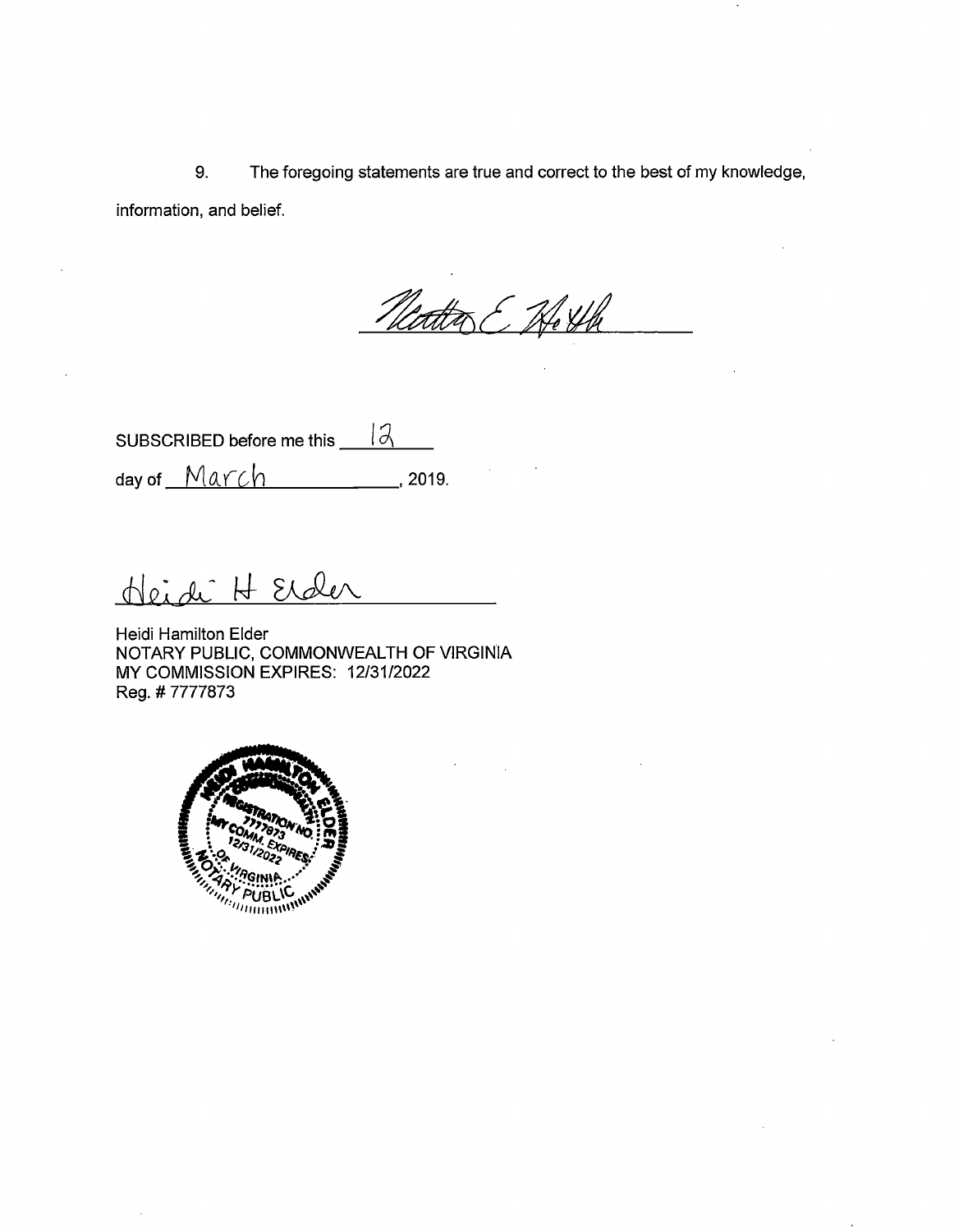9. The foregoing statements are true and correct to the best of my knowledge, information, and belief.

Heather E. Heath

SUBSCRIBED before me this 12 day of March, 2019.

Heidi H Elder

Heidi Hamilton Elder
NOTARY PUBLIC, COMMONWEALTH OF VIRGINIA
MY COMMISSION EXPIRES: 12/31/2022
Reg. # 7777873

HEIDI HAMILTON ELDER
COMMONWEALTH OF VIRGINIA
NOTARY PUBLIC
REGISTRATION NO. 7777873
MY COMM. EXPIRES 12/31/2022